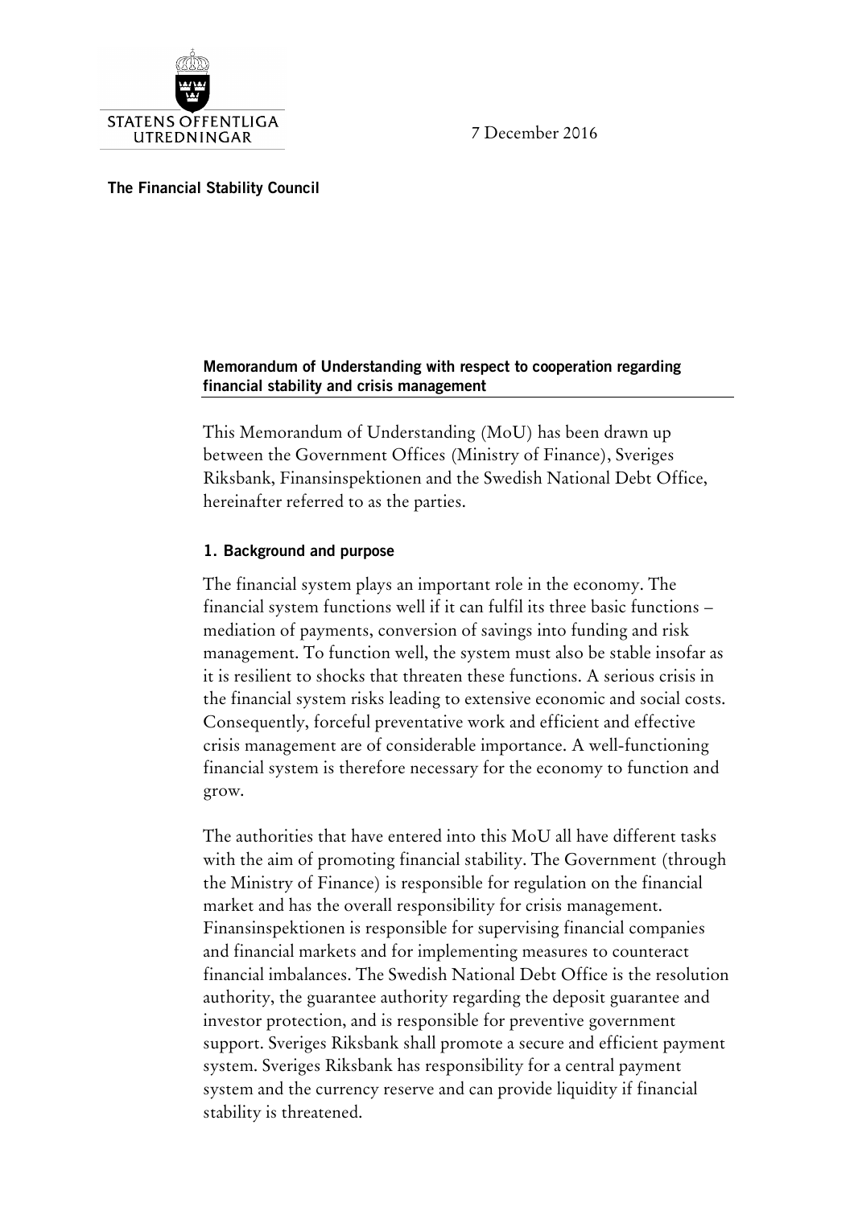STATENS OFFENTLIGA UTREDNINGAR

7 December 2016

**The Financial Stability Council**

## Memorandum of Understanding with respect to cooperation regarding financial stability and crisis management

This Memorandum of Understanding (MoU) has been drawn up between the Government Offices (Ministry of Finance), Sveriges Riksbank, Finansinspektionen and the Swedish National Debt Office, hereinafter referred to as the parties.

### 1. Background and purpose

The financial system plays an important role in the economy. The financial system functions well if it can fulfil its three basic functions – mediation of payments, conversion of savings into funding and risk management. To function well, the system must also be stable insofar as it is resilient to shocks that threaten these functions. A serious crisis in the financial system risks leading to extensive economic and social costs. Consequently, forceful preventative work and efficient and effective crisis management are of considerable importance. A well-functioning financial system is therefore necessary for the economy to function and grow.

The authorities that have entered into this MoU all have different tasks with the aim of promoting financial stability. The Government (through the Ministry of Finance) is responsible for regulation on the financial market and has the overall responsibility for crisis management. Finansinspektionen is responsible for supervising financial companies and financial markets and for implementing measures to counteract financial imbalances. The Swedish National Debt Office is the resolution authority, the guarantee authority regarding the deposit guarantee and investor protection, and is responsible for preventive government support. Sveriges Riksbank shall promote a secure and efficient payment system. Sveriges Riksbank has responsibility for a central payment system and the currency reserve and can provide liquidity if financial stability is threatened.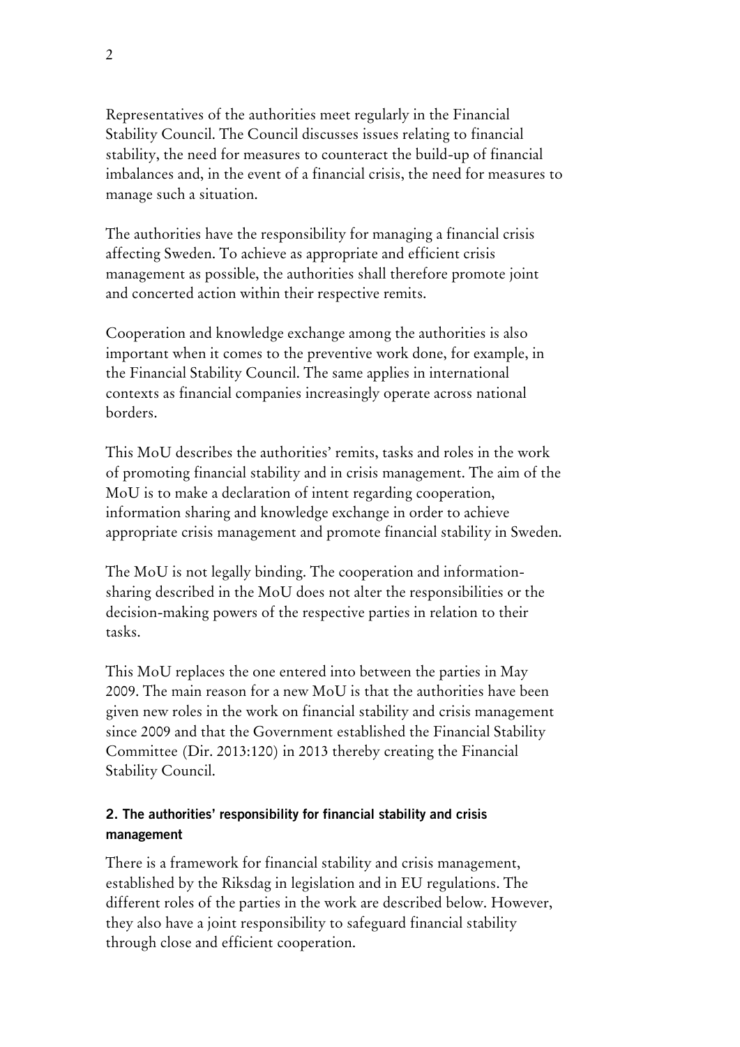Representatives of the authorities meet regularly in the Financial Stability Council. The Council discusses issues relating to financial stability, the need for measures to counteract the build-up of financial imbalances and, in the event of a financial crisis, the need for measures to manage such a situation.

The authorities have the responsibility for managing a financial crisis affecting Sweden. To achieve as appropriate and efficient crisis management as possible, the authorities shall therefore promote joint and concerted action within their respective remits.

Cooperation and knowledge exchange among the authorities is also important when it comes to the preventive work done, for example, in the Financial Stability Council. The same applies in international contexts as financial companies increasingly operate across national borders.

This MoU describes the authorities' remits, tasks and roles in the work of promoting financial stability and in crisis management. The aim of the MoU is to make a declaration of intent regarding cooperation, information sharing and knowledge exchange in order to achieve appropriate crisis management and promote financial stability in Sweden.

The MoU is not legally binding. The cooperation and information-sharing described in the MoU does not alter the responsibilities or the decision-making powers of the respective parties in relation to their tasks.

This MoU replaces the one entered into between the parties in May 2009. The main reason for a new MoU is that the authorities have been given new roles in the work on financial stability and crisis management since 2009 and that the Government established the Financial Stability Committee (Dir. 2013:120) in 2013 thereby creating the Financial Stability Council.

## 2. The authorities' responsibility for financial stability and crisis management

There is a framework for financial stability and crisis management, established by the Riksdag in legislation and in EU regulations. The different roles of the parties in the work are described below. However, they also have a joint responsibility to safeguard financial stability through close and efficient cooperation.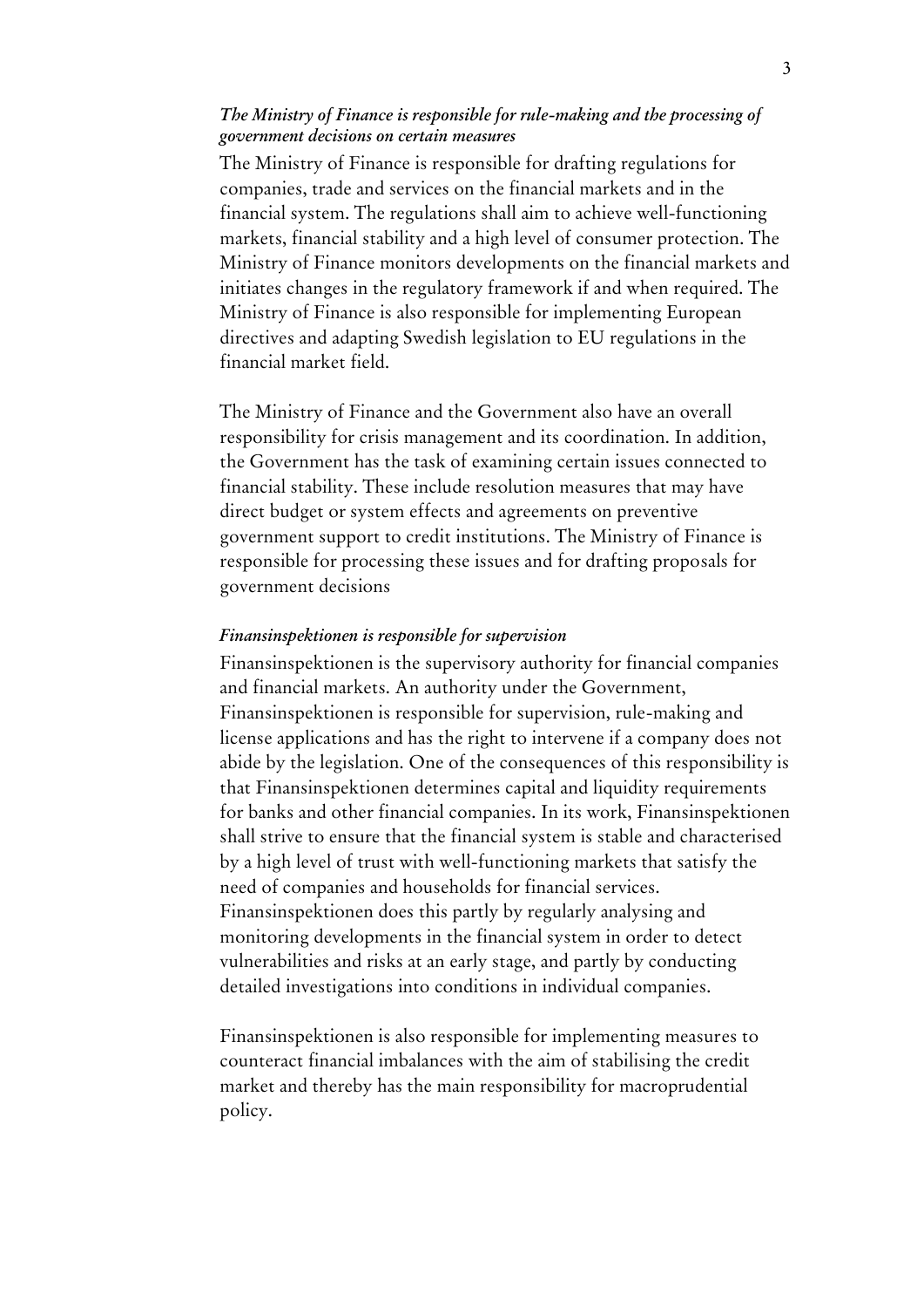*The Ministry of Finance is responsible for rule-making and the processing of government decisions on certain measures*

The Ministry of Finance is responsible for drafting regulations for companies, trade and services on the financial markets and in the financial system. The regulations shall aim to achieve well-functioning markets, financial stability and a high level of consumer protection. The Ministry of Finance monitors developments on the financial markets and initiates changes in the regulatory framework if and when required. The Ministry of Finance is also responsible for implementing European directives and adapting Swedish legislation to EU regulations in the financial market field.

The Ministry of Finance and the Government also have an overall responsibility for crisis management and its coordination. In addition, the Government has the task of examining certain issues connected to financial stability. These include resolution measures that may have direct budget or system effects and agreements on preventive government support to credit institutions. The Ministry of Finance is responsible for processing these issues and for drafting proposals for government decisions

*Finansinspektionen is responsible for supervision*

Finansinspektionen is the supervisory authority for financial companies and financial markets. An authority under the Government, Finansinspektionen is responsible for supervision, rule-making and license applications and has the right to intervene if a company does not abide by the legislation. One of the consequences of this responsibility is that Finansinspektionen determines capital and liquidity requirements for banks and other financial companies. In its work, Finansinspektionen shall strive to ensure that the financial system is stable and characterised by a high level of trust with well-functioning markets that satisfy the need of companies and households for financial services. Finansinspektionen does this partly by regularly analysing and monitoring developments in the financial system in order to detect vulnerabilities and risks at an early stage, and partly by conducting detailed investigations into conditions in individual companies.

Finansinspektionen is also responsible for implementing measures to counteract financial imbalances with the aim of stabilising the credit market and thereby has the main responsibility for macroprudential policy.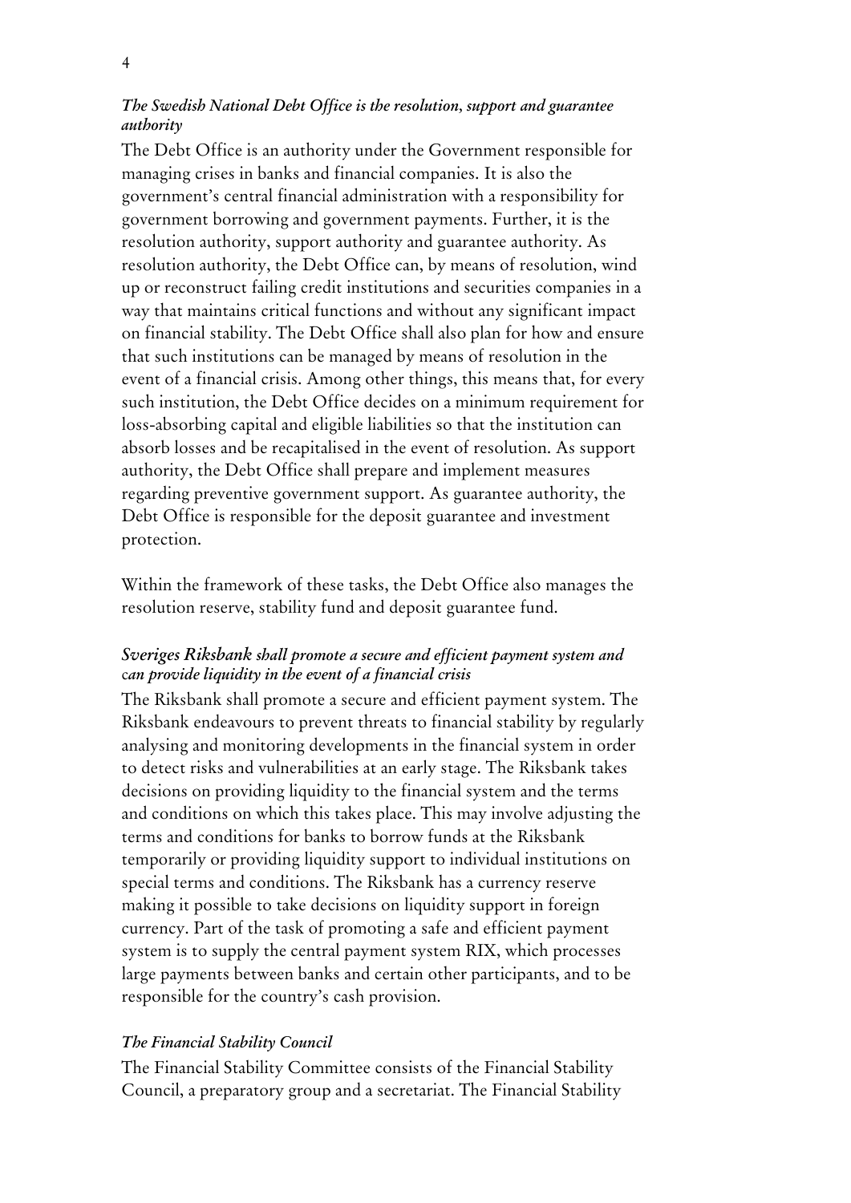### *The Swedish National Debt Office is the resolution, support and guarantee authority*

The Debt Office is an authority under the Government responsible for managing crises in banks and financial companies. It is also the government's central financial administration with a responsibility for government borrowing and government payments. Further, it is the resolution authority, support authority and guarantee authority. As resolution authority, the Debt Office can, by means of resolution, wind up or reconstruct failing credit institutions and securities companies in a way that maintains critical functions and without any significant impact on financial stability. The Debt Office shall also plan for how and ensure that such institutions can be managed by means of resolution in the event of a financial crisis. Among other things, this means that, for every such institution, the Debt Office decides on a minimum requirement for loss-absorbing capital and eligible liabilities so that the institution can absorb losses and be recapitalised in the event of resolution. As support authority, the Debt Office shall prepare and implement measures regarding preventive government support. As guarantee authority, the Debt Office is responsible for the deposit guarantee and investment protection.

Within the framework of these tasks, the Debt Office also manages the resolution reserve, stability fund and deposit guarantee fund.

### *Sveriges Riksbank shall promote a secure and efficient payment system and can provide liquidity in the event of a financial crisis*

The Riksbank shall promote a secure and efficient payment system. The Riksbank endeavours to prevent threats to financial stability by regularly analysing and monitoring developments in the financial system in order to detect risks and vulnerabilities at an early stage. The Riksbank takes decisions on providing liquidity to the financial system and the terms and conditions on which this takes place. This may involve adjusting the terms and conditions for banks to borrow funds at the Riksbank temporarily or providing liquidity support to individual institutions on special terms and conditions. The Riksbank has a currency reserve making it possible to take decisions on liquidity support in foreign currency. Part of the task of promoting a safe and efficient payment system is to supply the central payment system RIX, which processes large payments between banks and certain other participants, and to be responsible for the country's cash provision.

### *The Financial Stability Council*

The Financial Stability Committee consists of the Financial Stability Council, a preparatory group and a secretariat. The Financial Stability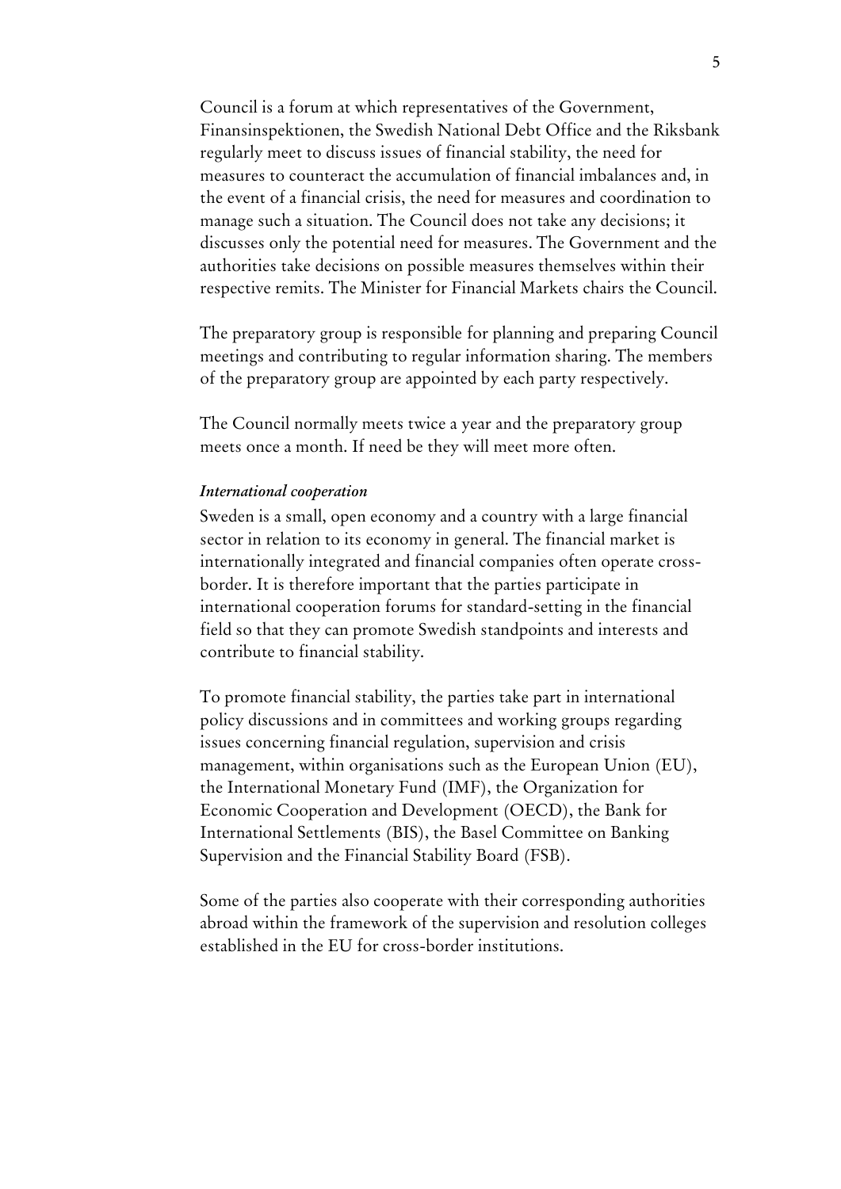Council is a forum at which representatives of the Government, Finansinspektionen, the Swedish National Debt Office and the Riksbank regularly meet to discuss issues of financial stability, the need for measures to counteract the accumulation of financial imbalances and, in the event of a financial crisis, the need for measures and coordination to manage such a situation. The Council does not take any decisions; it discusses only the potential need for measures. The Government and the authorities take decisions on possible measures themselves within their respective remits. The Minister for Financial Markets chairs the Council.

The preparatory group is responsible for planning and preparing Council meetings and contributing to regular information sharing. The members of the preparatory group are appointed by each party respectively.

The Council normally meets twice a year and the preparatory group meets once a month. If need be they will meet more often.

*International cooperation*

Sweden is a small, open economy and a country with a large financial sector in relation to its economy in general. The financial market is internationally integrated and financial companies often operate cross-border. It is therefore important that the parties participate in international cooperation forums for standard-setting in the financial field so that they can promote Swedish standpoints and interests and contribute to financial stability.

To promote financial stability, the parties take part in international policy discussions and in committees and working groups regarding issues concerning financial regulation, supervision and crisis management, within organisations such as the European Union (EU), the International Monetary Fund (IMF), the Organization for Economic Cooperation and Development (OECD), the Bank for International Settlements (BIS), the Basel Committee on Banking Supervision and the Financial Stability Board (FSB).

Some of the parties also cooperate with their corresponding authorities abroad within the framework of the supervision and resolution colleges established in the EU for cross-border institutions.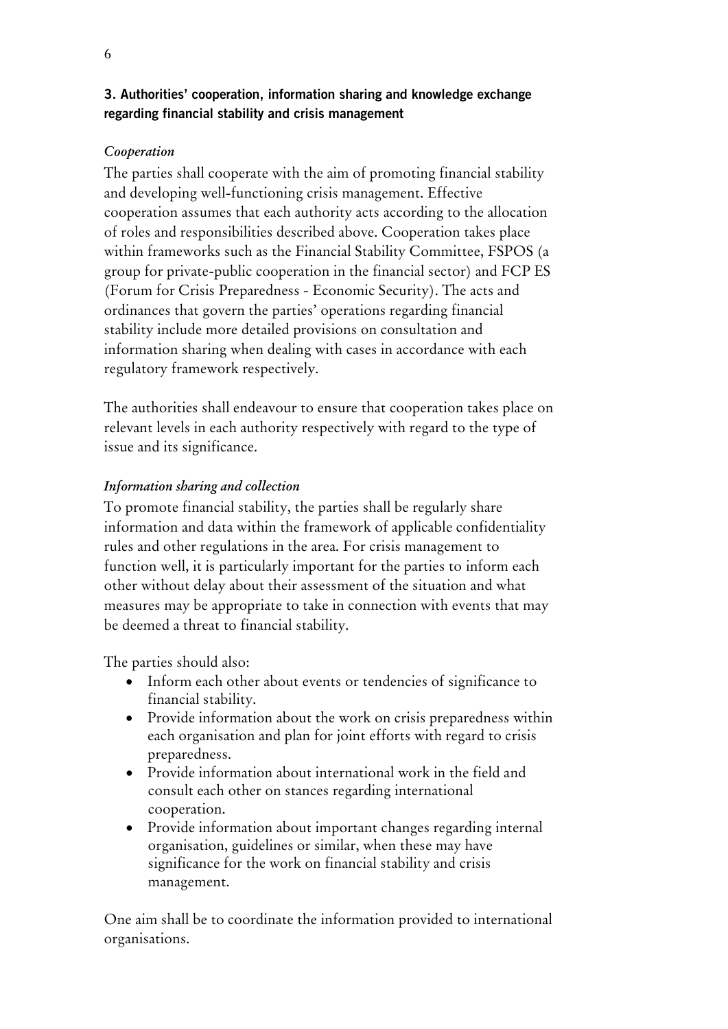## 3. Authorities' cooperation, information sharing and knowledge exchange regarding financial stability and crisis management

### *Cooperation*

The parties shall cooperate with the aim of promoting financial stability and developing well-functioning crisis management. Effective cooperation assumes that each authority acts according to the allocation of roles and responsibilities described above. Cooperation takes place within frameworks such as the Financial Stability Committee, FSPOS (a group for private-public cooperation in the financial sector) and FCP ES (Forum for Crisis Preparedness - Economic Security). The acts and ordinances that govern the parties' operations regarding financial stability include more detailed provisions on consultation and information sharing when dealing with cases in accordance with each regulatory framework respectively.

The authorities shall endeavour to ensure that cooperation takes place on relevant levels in each authority respectively with regard to the type of issue and its significance.

### *Information sharing and collection*

To promote financial stability, the parties shall be regularly share information and data within the framework of applicable confidentiality rules and other regulations in the area. For crisis management to function well, it is particularly important for the parties to inform each other without delay about their assessment of the situation and what measures may be appropriate to take in connection with events that may be deemed a threat to financial stability.

The parties should also:

- Inform each other about events or tendencies of significance to financial stability.
- Provide information about the work on crisis preparedness within each organisation and plan for joint efforts with regard to crisis preparedness.
- Provide information about international work in the field and consult each other on stances regarding international cooperation.
- Provide information about important changes regarding internal organisation, guidelines or similar, when these may have significance for the work on financial stability and crisis management.

One aim shall be to coordinate the information provided to international organisations.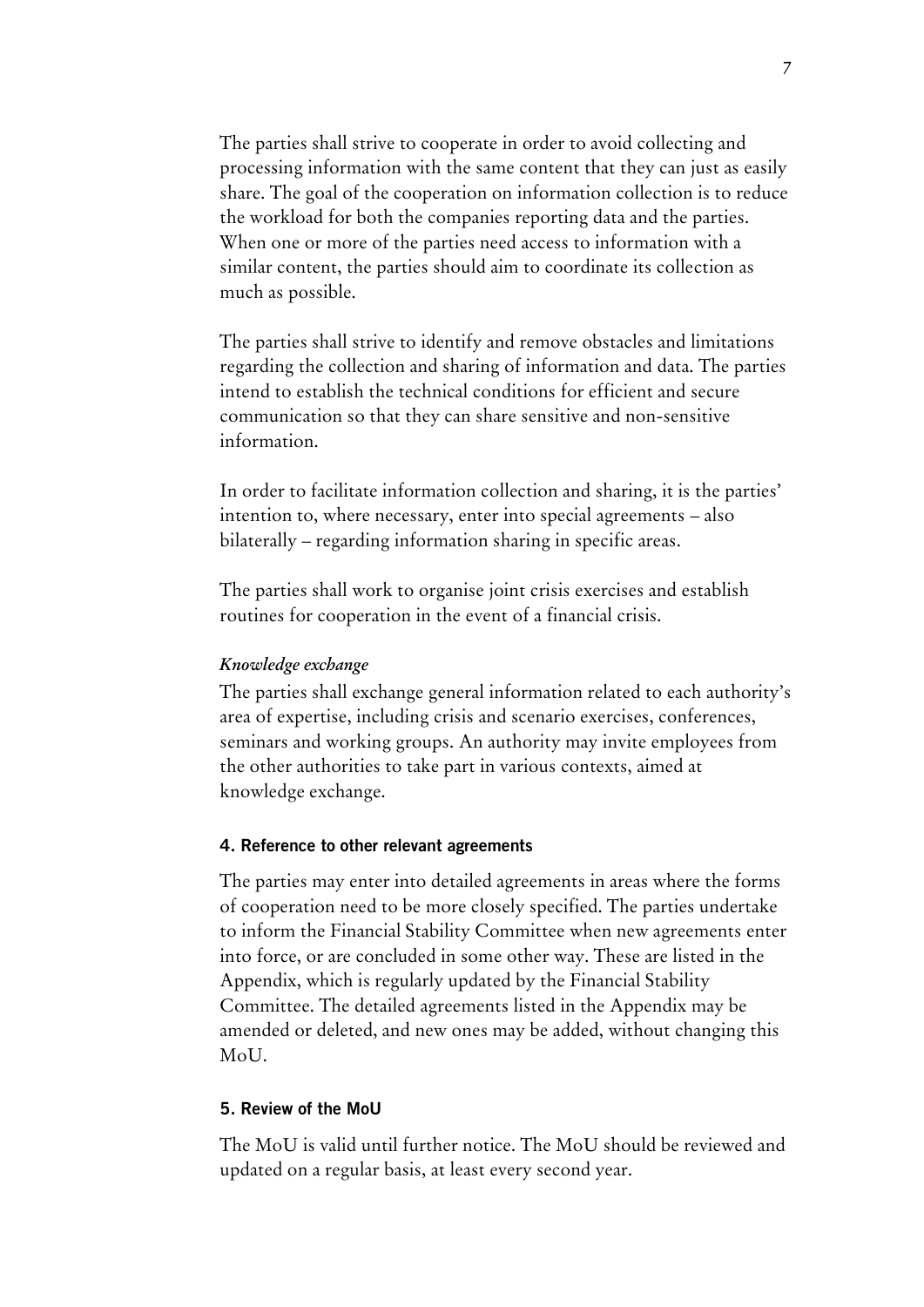The parties shall strive to cooperate in order to avoid collecting and processing information with the same content that they can just as easily share. The goal of the cooperation on information collection is to reduce the workload for both the companies reporting data and the parties. When one or more of the parties need access to information with a similar content, the parties should aim to coordinate its collection as much as possible.

The parties shall strive to identify and remove obstacles and limitations regarding the collection and sharing of information and data. The parties intend to establish the technical conditions for efficient and secure communication so that they can share sensitive and non-sensitive information.

In order to facilitate information collection and sharing, it is the parties' intention to, where necessary, enter into special agreements – also bilaterally – regarding information sharing in specific areas.

The parties shall work to organise joint crisis exercises and establish routines for cooperation in the event of a financial crisis.

*Knowledge exchange*

The parties shall exchange general information related to each authority's area of expertise, including crisis and scenario exercises, conferences, seminars and working groups. An authority may invite employees from the other authorities to take part in various contexts, aimed at knowledge exchange.

## 4. Reference to other relevant agreements

The parties may enter into detailed agreements in areas where the forms of cooperation need to be more closely specified. The parties undertake to inform the Financial Stability Committee when new agreements enter into force, or are concluded in some other way. These are listed in the Appendix, which is regularly updated by the Financial Stability Committee. The detailed agreements listed in the Appendix may be amended or deleted, and new ones may be added, without changing this MoU.

## 5. Review of the MoU

The MoU is valid until further notice. The MoU should be reviewed and updated on a regular basis, at least every second year.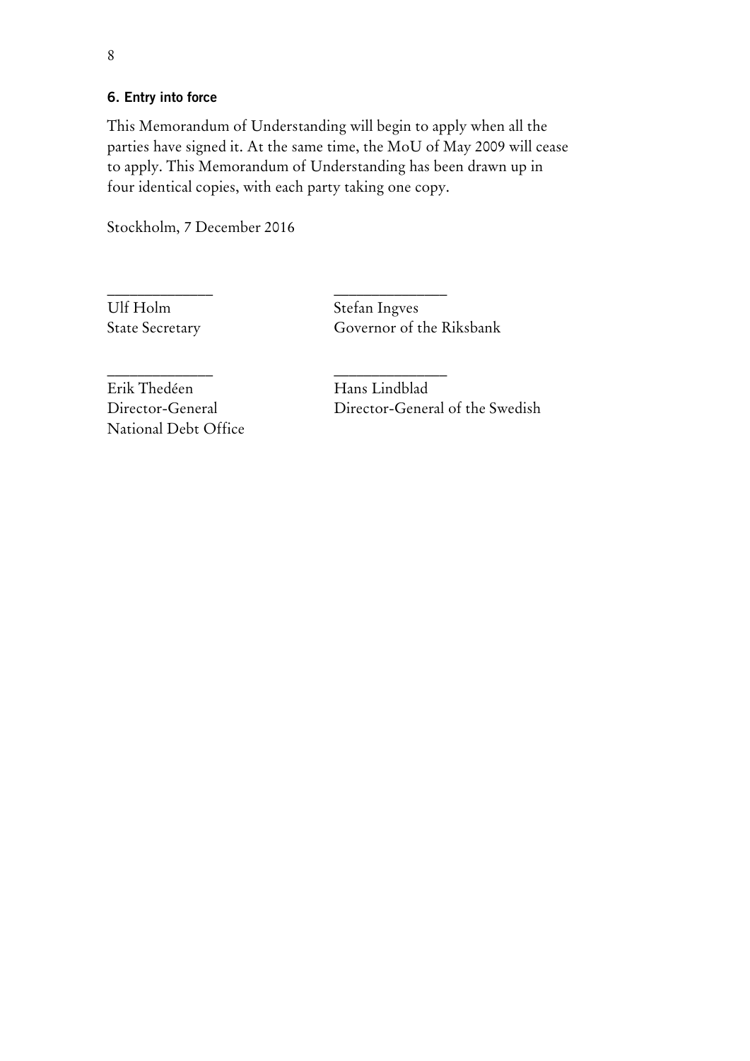### 6. Entry into force

This Memorandum of Understanding will begin to apply when all the parties have signed it. At the same time, the MoU of May 2009 will cease to apply. This Memorandum of Understanding has been drawn up in four identical copies, with each party taking one copy.

Stockholm, 7 December 2016

| | |
|---|---|
| \_\_\_\_\_\_\_\_\_\_\_\_\_ | \_\_\_\_\_\_\_\_\_\_\_\_\_ |
| Ulf Holm | Stefan Ingves |
| State Secretary | Governor of the Riksbank |
| | |
| \_\_\_\_\_\_\_\_\_\_\_\_\_ | \_\_\_\_\_\_\_\_\_\_\_\_\_ |
| Erik Thedéen | Hans Lindblad |
| Director-General | Director-General of the Swedish |
| | National Debt Office |